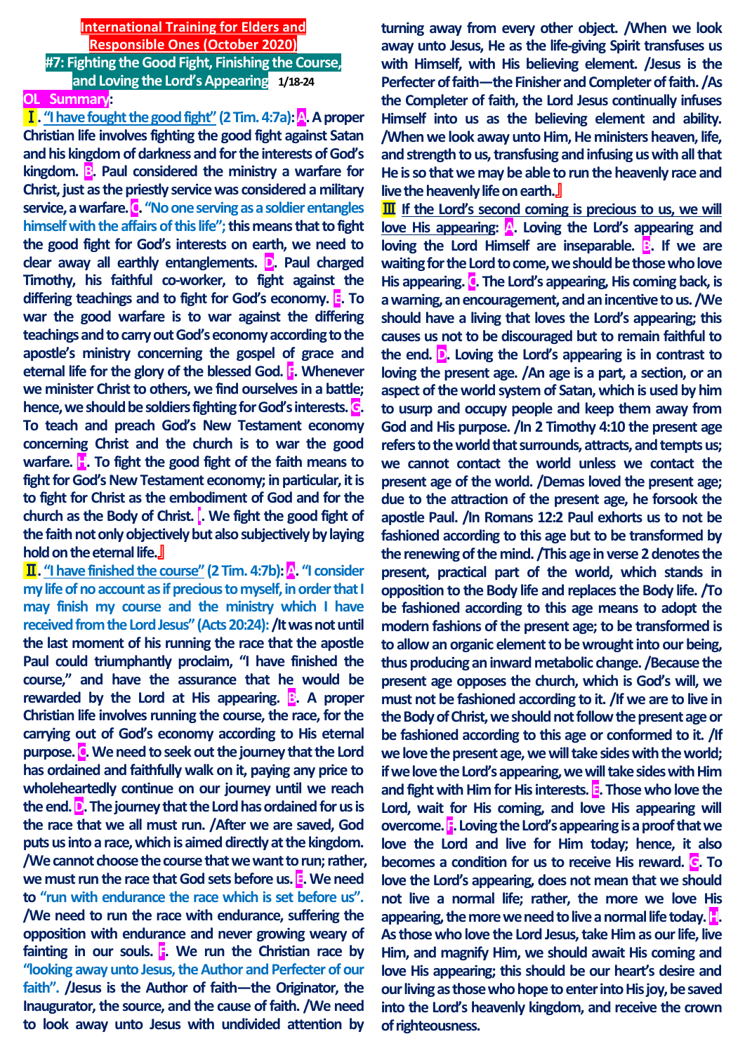**International Training for Elders and Responsible Ones (October 2020)**

**#7: Fighting the Good Fight, Finishing the Course, and Loving the Lord's Appearing** 1/18-24

**OL Summary:**

**Ⅰ. "I have fought the good fight" (2 Tim. 4:7a): A. A proper Christian life involves fighting the good fight against Satan and his kingdom of darkness and for the interests of God's kingdom. B. Paul considered the ministry a warfare for Christ, just as the priestly service was considered a military service, a warfare. C. "No one serving as a soldier entangles himself with the affairs of this life"; this means that to fight the good fight for God's interests on earth, we need to clear away all earthly entanglements. D. Paul charged Timothy, his faithful co-worker, to fight against the differing teachings and to fight for God's economy. E. To war the good warfare is to war against the differing teachings and to carry out God's economy according to the apostle's ministry concerning the gospel of grace and eternal life for the glory of the blessed God. F. Whenever we minister Christ to others, we find ourselves in a battle; hence, we should be soldiers fighting for God's interests. G. To teach and preach God's New Testament economy concerning Christ and the church is to war the good warfare. H. To fight the good fight of the faith means to fight for God's New Testament economy; in particular, it is to fight for Christ as the embodiment of God and for the church as the Body of Christ. I. We fight the good fight of the faith not only objectively but also subjectively by laying hold on the eternal life.』**

**Ⅱ. "I have finished the course" (2 Tim. 4:7b): A. "I consider my life of no account as if precious to myself, in order that I may finish my course and the ministry which I have received from the Lord Jesus" (Acts 20:24): /It was not until the last moment of his running the race that the apostle Paul could triumphantly proclaim, "I have finished the course," and have the assurance that he would be rewarded by the Lord at His appearing. B. A proper Christian life involves running the course, the race, for the carrying out of God's economy according to His eternal purpose. C. We need to seek out the journey that the Lord has ordained and faithfully walk on it, paying any price to wholeheartedly continue on our journey until we reach the end. D. The journey that the Lord has ordained for us is the race that we all must run. /After we are saved, God puts us into a race, which is aimed directly at the kingdom. /We cannot choose the course that we want to run; rather, we must run the race that God sets before us. E. We need to "run with endurance the race which is set before us". /We need to run the race with endurance, suffering the opposition with endurance and never growing weary or fainting in our souls. F. We run the Christian race by "looking away unto Jesus, the Author and Perfecter of our faith". /Jesus is the Author of faith—the Originator, the Inaugurator, the source, and the cause of faith. /We need to look away unto Jesus with undivided attention by turning away from every other object. /When we look away unto Jesus, He as the life-giving Spirit transfuses us with Himself, with His believing element. /Jesus is the Perfecter of faith—the Finisher and Completer of faith. /As the Completer of faith, the Lord Jesus continually infuses Himself into us as the believing element and ability. /When we look away unto Him, He ministers heaven, life, and strength to us, transfusing and infusing us with all that He is so that we may be able to run the heavenly race and live the heavenly life on earth.』**

**Ⅲ If the Lord's second coming is precious to us, we will love His appearing: A. Loving the Lord's appearing and loving the Lord Himself are inseparable. B. If we are waiting for the Lord to come, we should be those who love His appearing. C. The Lord's appearing, His coming back, is a warning, an encouragement, and an incentive to us. /We should have a living that loves the Lord's appearing; this causes us not to be discouraged but to remain faithful to the end. D. Loving the Lord's appearing is in contrast to loving the present age. /An age is a part, a section, or an aspect of the world system of Satan, which is used by him to usurp and occupy people and keep them away from God and His purpose. /In 2 Timothy 4:10 the present age refers to the world that surrounds, attracts, and tempts us; we cannot contact the world unless we contact the present age of the world. /Demas loved the present age; due to the attraction of the present age, he forsook the apostle Paul. /In Romans 12:2 Paul exhorts us to not be fashioned according to this age but to be transformed by the renewing of the mind. /This age in verse 2 denotes the present, practical part of the world, which stands in opposition to the Body life and replaces the Body life. /To be fashioned according to this age means to adopt the modern fashions of the present age; to be transformed is to allow an organic element to be wrought into our being, thus producing an inward metabolic change. /Because the present age opposes the church, which is God's will, we must not be fashioned according to it. /If we are to live in the Body of Christ, we should not follow the present age or be fashioned according to this age or conformed to it. /If we love the present age, we will take sides with the world; if we love the Lord's appearing, we will take sides with Him and fight with Him for His interests. E. Those who love the Lord, wait for His coming, and love His appearing will overcome. F. Loving the Lord's appearing is a proof that we love the Lord and live for Him today; hence, it also becomes a condition for us to receive His reward. G. To love the Lord's appearing, does not mean that we should not live a normal life; rather, the more we love His appearing, the more we need to live a normal life today. H. As those who love the Lord Jesus, take Him as our life, live Him, and magnify Him, we should await His coming and love His appearing; this should be our heart's desire and our living as those who hope to enter into His joy, be saved into the Lord's heavenly kingdom, and receive the crown of righteousness.**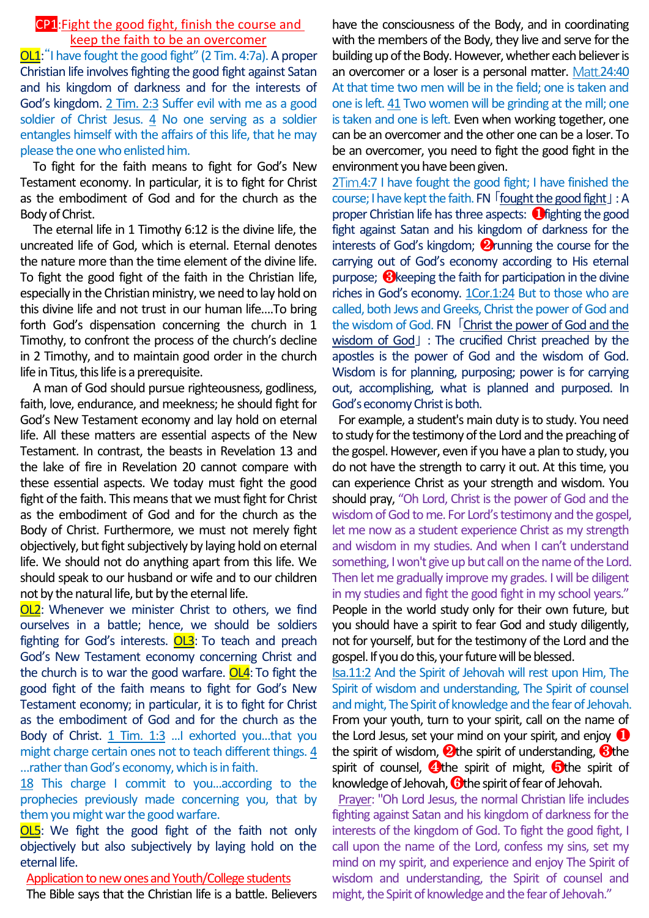## CP1: Fight the good fight, finish the course and keep the faith to be an overcomer

**OL1**:"I have fought the good fight" (2 Tim. 4:7a). A proper Christian life involves fighting the good fight against Satan and his kingdom of darkness and for the interests of God's kingdom. 2 Tim. 2:3 Suffer evil with me as a good soldier of Christ Jesus. 4 No one serving as a soldier entangles himself with the affairs of this life, that he may please the one who enlisted him.

To fight for the faith means to fight for God's New Testament economy. In particular, it is to fight for Christ as the embodiment of God and for the church as the Body of Christ.

The eternal life in 1 Timothy 6:12 is the divine life, the uncreated life of God, which is eternal. Eternal denotes the nature more than the time element of the divine life. To fight the good fight of the faith in the Christian life, especially in the Christian ministry, we need to lay hold on this divine life and not trust in our human life....To bring forth God's dispensation concerning the church in 1 Timothy, to confront the process of the church's decline in 2 Timothy, and to maintain good order in the church life in Titus, this life is a prerequisite.

A man of God should pursue righteousness, godliness, faith, love, endurance, and meekness; he should fight for God's New Testament economy and lay hold on eternal life. All these matters are essential aspects of the New Testament. In contrast, the beasts in Revelation 13 and the lake of fire in Revelation 20 cannot compare with these essential aspects. We today must fight the good fight of the faith. This means that we must fight for Christ as the embodiment of God and for the church as the Body of Christ. Furthermore, we must not merely fight objectively, but fight subjectively by laying hold on eternal life. We should not do anything apart from this life. We should speak to our husband or wife and to our children not by the natural life, but by the eternal life.

**OL2**: Whenever we minister Christ to others, we find ourselves in a battle; hence, we should be soldiers fighting for God's interests. **OL3**: To teach and preach God's New Testament economy concerning Christ and the church is to war the good warfare. **OL4**: To fight the good fight of the faith means to fight for God's New Testament economy; in particular, it is to fight for Christ as the embodiment of God and for the church as the Body of Christ. 1 Tim. 1:3 ...I exhorted you...that you might charge certain ones not to teach different things. 4 ...rather than God's economy, which is in faith.
18 This charge I commit to you...according to the prophecies previously made concerning you, that by them you might war the good warfare.

**OL5**: We fight the good fight of the faith not only objectively but also subjectively by laying hold on the eternal life.

**Application to new ones and Youth/College students**

The Bible says that the Christian life is a battle. Believers have the consciousness of the Body, and in coordinating with the members of the Body, they live and serve for the building up of the Body. However, whether each believer is an overcomer or a loser is a personal matter. Matt.24:40 At that time two men will be in the field; one is taken and one is left. 41 Two women will be grinding at the mill; one is taken and one is left. Even when working together, one can be an overcomer and the other one can be a loser. To be an overcomer, you need to fight the good fight in the environment you have been given.

2Tim.4:7 I have fought the good fight; I have finished the course; I have kept the faith. FN「fought the good fight」: A proper Christian life has three aspects: ❶fighting the good fight against Satan and his kingdom of darkness for the interests of God's kingdom; ❷running the course for the carrying out of God's economy according to His eternal purpose; ❸keeping the faith for participation in the divine riches in God's economy. 1Cor.1:24 But to those who are called, both Jews and Greeks, Christ the power of God and the wisdom of God. FN「Christ the power of God and the wisdom of God」: The crucified Christ preached by the apostles is the power of God and the wisdom of God. Wisdom is for planning, purposing; power is for carrying out, accomplishing, what is planned and purposed. In God's economy Christ is both.

For example, a student's main duty is to study. You need to study for the testimony of the Lord and the preaching of the gospel. However, even if you have a plan to study, you do not have the strength to carry it out. At this time, you can experience Christ as your strength and wisdom. You should pray, "Oh Lord, Christ is the power of God and the wisdom of God to me. For Lord's testimony and the gospel, let me now as a student experience Christ as my strength and wisdom in my studies. And when I can't understand something, I won't give up but call on the name of the Lord. Then let me gradually improve my grades. I will be diligent in my studies and fight the good fight in my school years." People in the world study only for their own future, but you should have a spirit to fear God and study diligently, not for yourself, but for the testimony of the Lord and the gospel. If you do this, your future will be blessed.

Isa.11:2 And the Spirit of Jehovah will rest upon Him, The Spirit of wisdom and understanding, The Spirit of counsel and might, The Spirit of knowledge and the fear of Jehovah. From your youth, turn to your spirit, call on the name of the Lord Jesus, set your mind on your spirit, and enjoy ❶the spirit of wisdom, ❷the spirit of understanding, ❸the spirit of counsel, ❹the spirit of might, ❺the spirit of knowledge of Jehovah, ❻the spirit of fear of Jehovah.

Prayer: "Oh Lord Jesus, the normal Christian life includes fighting against Satan and his kingdom of darkness for the interests of the kingdom of God. To fight the good fight, I call upon the name of the Lord, confess my sins, set my mind on my spirit, and experience and enjoy The Spirit of wisdom and understanding, the Spirit of counsel and might, the Spirit of knowledge and the fear of Jehovah."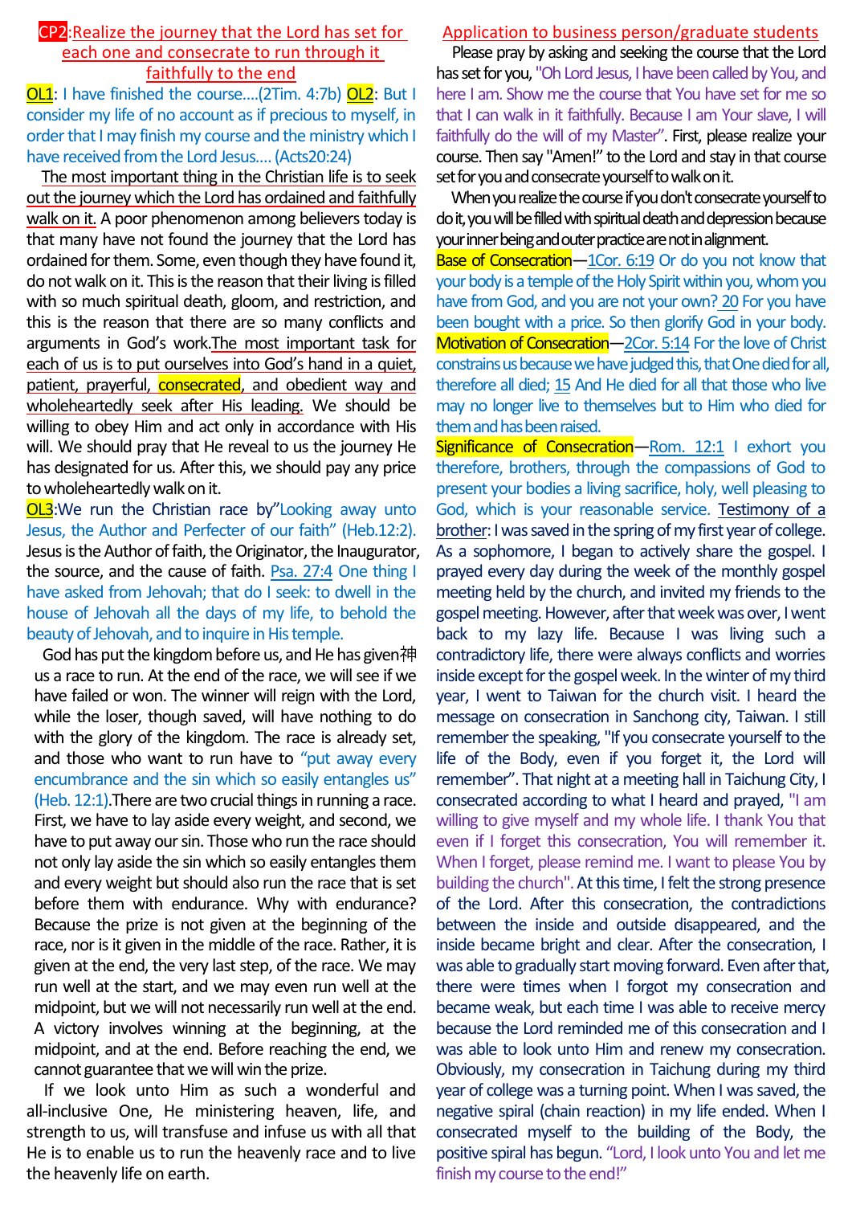## CP2: Realize the journey that the Lord has set for each one and consecrate to run through it faithfully to the end

OL1: I have finished the course….(2Tim. 4:7b) OL2: But I consider my life of no account as if precious to myself, in order that I may finish my course and the ministry which I have received from the Lord Jesus…. (Acts20:24)

The most important thing in the Christian life is to seek out the journey which the Lord has ordained and faithfully walk on it. A poor phenomenon among believers today is that many have not found the journey that the Lord has ordained for them. Some, even though they have found it, do not walk on it. This is the reason that their living is filled with so much spiritual death, gloom, and restriction, and this is the reason that there are so many conflicts and arguments in God's work. The most important task for each of us is to put ourselves into God's hand in a quiet, patient, prayerful, consecrated, and obedient way and wholeheartedly seek after His leading. We should be willing to obey Him and act only in accordance with His will. We should pray that He reveal to us the journey He has designated for us. After this, we should pay any price to wholeheartedly walk on it.

OL3: We run the Christian race by "Looking away unto Jesus, the Author and Perfecter of our faith" (Heb.12:2). Jesus is the Author of faith, the Originator, the Inaugurator, the source, and the cause of faith. Psa. 27:4 One thing I have asked from Jehovah; that do I seek: to dwell in the house of Jehovah all the days of my life, to behold the beauty of Jehovah, and to inquire in His temple.

God has put the kingdom before us, and He has given神 us a race to run. At the end of the race, we will see if we have failed or won. The winner will reign with the Lord, while the loser, though saved, will have nothing to do with the glory of the kingdom. The race is already set, and those who want to run have to "put away every encumbrance and the sin which so easily entangles us" (Heb. 12:1). There are two crucial things in running a race. First, we have to lay aside every weight, and second, we have to put away our sin. Those who run the race should not only lay aside the sin which so easily entangles them and every weight but should also run the race that is set before them with endurance. Why with endurance? Because the prize is not given at the beginning of the race, nor is it given in the middle of the race. Rather, it is given at the end, the very last step, of the race. We may run well at the start, and we may even run well at the midpoint, but we will not necessarily run well at the end. A victory involves winning at the beginning, at the midpoint, and at the end. Before reaching the end, we cannot guarantee that we will win the prize.

If we look unto Him as such a wonderful and all-inclusive One, He ministering heaven, life, and strength to us, will transfuse and infuse us with all that He is to enable us to run the heavenly race and to live the heavenly life on earth.

### Application to business person/graduate students

Please pray by asking and seeking the course that the Lord has set for you, "Oh Lord Jesus, I have been called by You, and here I am. Show me the course that You have set for me so that I can walk in it faithfully. Because I am Your slave, I will faithfully do the will of my Master". First, please realize your course. Then say "Amen!" to the Lord and stay in that course set for you and consecrate yourself to walk on it.

When you realize the course if you don't consecrate yourself to do it, you will be filled with spiritual death and depression because your inner being and outer practice are not in alignment.

**Base of Consecration**—1Cor. 6:19 Or do you not know that your body is a temple of the Holy Spirit within you, whom you have from God, and you are not your own? 20 For you have been bought with a price. So then glorify God in your body.

**Motivation of Consecration**—2Cor. 5:14 For the love of Christ constrains us because we have judged this, that One died for all, therefore all died; 15 And He died for all that those who live may no longer live to themselves but to Him who died for them and has been raised.

**Significance of Consecration**—Rom. 12:1 I exhort you therefore, brothers, through the compassions of God to present your bodies a living sacrifice, holy, well pleasing to God, which is your reasonable service. Testimony of a brother: I was saved in the spring of my first year of college. As a sophomore, I began to actively share the gospel. I prayed every day during the week of the monthly gospel meeting held by the church, and invited my friends to the gospel meeting. However, after that week was over, I went back to my lazy life. Because I was living such a contradictory life, there were always conflicts and worries inside except for the gospel week. In the winter of my third year, I went to Taiwan for the church visit. I heard the message on consecration in Sanchong city, Taiwan. I still remember the speaking, "If you consecrate yourself to the life of the Body, even if you forget it, the Lord will remember". That night at a meeting hall in Taichung City, I consecrated according to what I heard and prayed, "I am willing to give myself and my whole life. I thank You that even if I forget this consecration, You will remember it. When I forget, please remind me. I want to please You by building the church". At this time, I felt the strong presence of the Lord. After this consecration, the contradictions between the inside and outside disappeared, and the inside became bright and clear. After the consecration, I was able to gradually start moving forward. Even after that, there were times when I forgot my consecration and became weak, but each time I was able to receive mercy because the Lord reminded me of this consecration and I was able to look unto Him and renew my consecration. Obviously, my consecration in Taichung during my third year of college was a turning point. When I was saved, the negative spiral (chain reaction) in my life ended. When I consecrated myself to the building of the Body, the positive spiral has begun. "Lord, I look unto You and let me finish my course to the end!"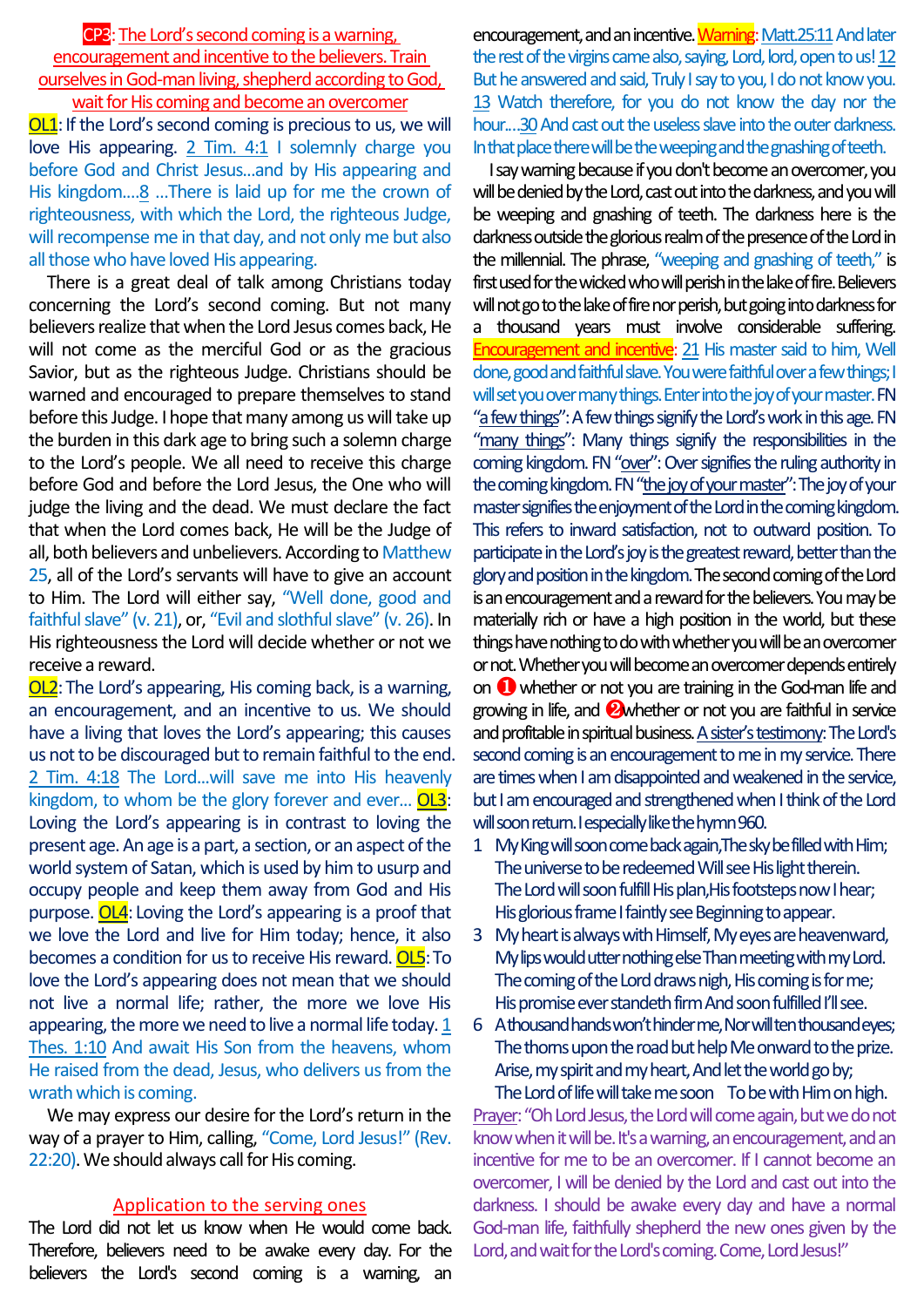**CP3: The Lord's second coming is a warning, encouragement and incentive to the believers. Train ourselves in God-man living, shepherd according to God, wait for His coming and become an overcomer**

**OL1**: If the Lord's second coming is precious to us, we will love His appearing. 2 Tim. 4:1 I solemnly charge you before God and Christ Jesus…and by His appearing and His kingdom….8 …There is laid up for me the crown of righteousness, with which the Lord, the righteous Judge, will recompense me in that day, and not only me but also all those who have loved His appearing.

There is a great deal of talk among Christians today concerning the Lord's second coming. But not many believers realize that when the Lord Jesus comes back, He will not come as the merciful God or as the gracious Savior, but as the righteous Judge. Christians should be warned and encouraged to prepare themselves to stand before this Judge. I hope that many among us will take up the burden in this dark age to bring such a solemn charge to the Lord's people. We all need to receive this charge before God and before the Lord Jesus, the One who will judge the living and the dead. We must declare the fact that when the Lord comes back, He will be the Judge of all, both believers and unbelievers. According to Matthew 25, all of the Lord's servants will have to give an account to Him. The Lord will either say, "Well done, good and faithful slave" (v. 21), or, "Evil and slothful slave" (v. 26). In His righteousness the Lord will decide whether or not we receive a reward.

**OL2**: The Lord's appearing, His coming back, is a warning, an encouragement, and an incentive to us. We should have a living that loves the Lord's appearing; this causes us not to be discouraged but to remain faithful to the end. 2 Tim. 4:18 The Lord…will save me into His heavenly kingdom, to whom be the glory forever and ever… **OL3**: Loving the Lord's appearing is in contrast to loving the present age. An age is a part, a section, or an aspect of the world system of Satan, which is used by him to usurp and occupy people and keep them away from God and His purpose. **OL4**: Loving the Lord's appearing is a proof that we love the Lord and live for Him today; hence, it also becomes a condition for us to receive His reward. **OL5**: To love the Lord's appearing does not mean that we should not live a normal life; rather, the more we love His appearing, the more we need to live a normal life today. 1 Thes. 1:10 And await His Son from the heavens, whom He raised from the dead, Jesus, who delivers us from the wrath which is coming.

We may express our desire for the Lord's return in the way of a prayer to Him, calling, "Come, Lord Jesus!" (Rev. 22:20). We should always call for His coming.

## Application to the serving ones

The Lord did not let us know when He would come back. Therefore, believers need to be awake every day. For the believers the Lord's second coming is a warning, an encouragement, and an incentive. **Warning**: Matt.25:11 And later the rest of the virgins came also, saying, Lord, lord, open to us! 12 But he answered and said, Truly I say to you, I do not know you. 13 Watch therefore, for you do not know the day nor the hour….30 And cast out the useless slave into the outer darkness. In that place there will be the weeping and the gnashing of teeth.

I say warning because if you don't become an overcomer, you will be denied by the Lord, cast out into the darkness, and you will be weeping and gnashing of teeth. The darkness here is the darkness outside the glorious realm of the presence of the Lord in the millennial. The phrase, "weeping and gnashing of teeth," is first used for the wicked who will perish in the lake of fire. Believers will not go to the lake of fire nor perish, but going into darkness for a thousand years must involve considerable suffering. **Encouragement and incentive**: 21 His master said to him, Well done, good and faithful slave. You were faithful over a few things; I will set you over many things. Enter into the joy of your master. FN "a few things": A few things signify the Lord's work in this age. FN "many things": Many things signify the responsibilities in the coming kingdom. FN "over": Over signifies the ruling authority in the coming kingdom. FN "the joy of your master": The joy of your master signifies the enjoyment of the Lord in the coming kingdom. This refers to inward satisfaction, not to outward position. To participate in the Lord's joy is the greatest reward, better than the glory and position in the kingdom. The second coming of the Lord is an encouragement and a reward for the believers. You may be materially rich or have a high position in the world, but these things have nothing to do with whether you will be an overcomer or not. Whether you will become an overcomer depends entirely on ❶ whether or not you are training in the God-man life and growing in life, and ❷whether or not you are faithful in service and profitable in spiritual business. A sister's testimony: The Lord's second coming is an encouragement to me in my service. There are times when I am disappointed and weakened in the service, but I am encouraged and strengthened when I think of the Lord will soon return. I especially like the hymn 960.

1 My King will soon come back again, The sky be filled with Him;
The universe to be redeemed Will see His light therein.
The Lord will soon fulfill His plan, His footsteps now I hear;
His glorious frame I faintly see Beginning to appear.

3 My heart is always with Himself, My eyes are heavenward,
My lips would utter nothing else Than meeting with my Lord.
The coming of the Lord draws nigh, His coming is for me;
His promise ever standeth firm And soon fulfilled I'll see.

6 A thousand hands won't hinder me, Nor will ten thousand eyes;
The thorns upon the road but help Me onward to the prize.
Arise, my spirit and my heart, And let the world go by;
The Lord of life will take me soon To be with Him on high.

Prayer: "Oh Lord Jesus, the Lord will come again, but we do not know when it will be. It's a warning, an encouragement, and an incentive for me to be an overcomer. If I cannot become an overcomer, I will be denied by the Lord and cast out into the darkness. I should be awake every day and have a normal God-man life, faithfully shepherd the new ones given by the Lord, and wait for the Lord's coming. Come, Lord Jesus!"